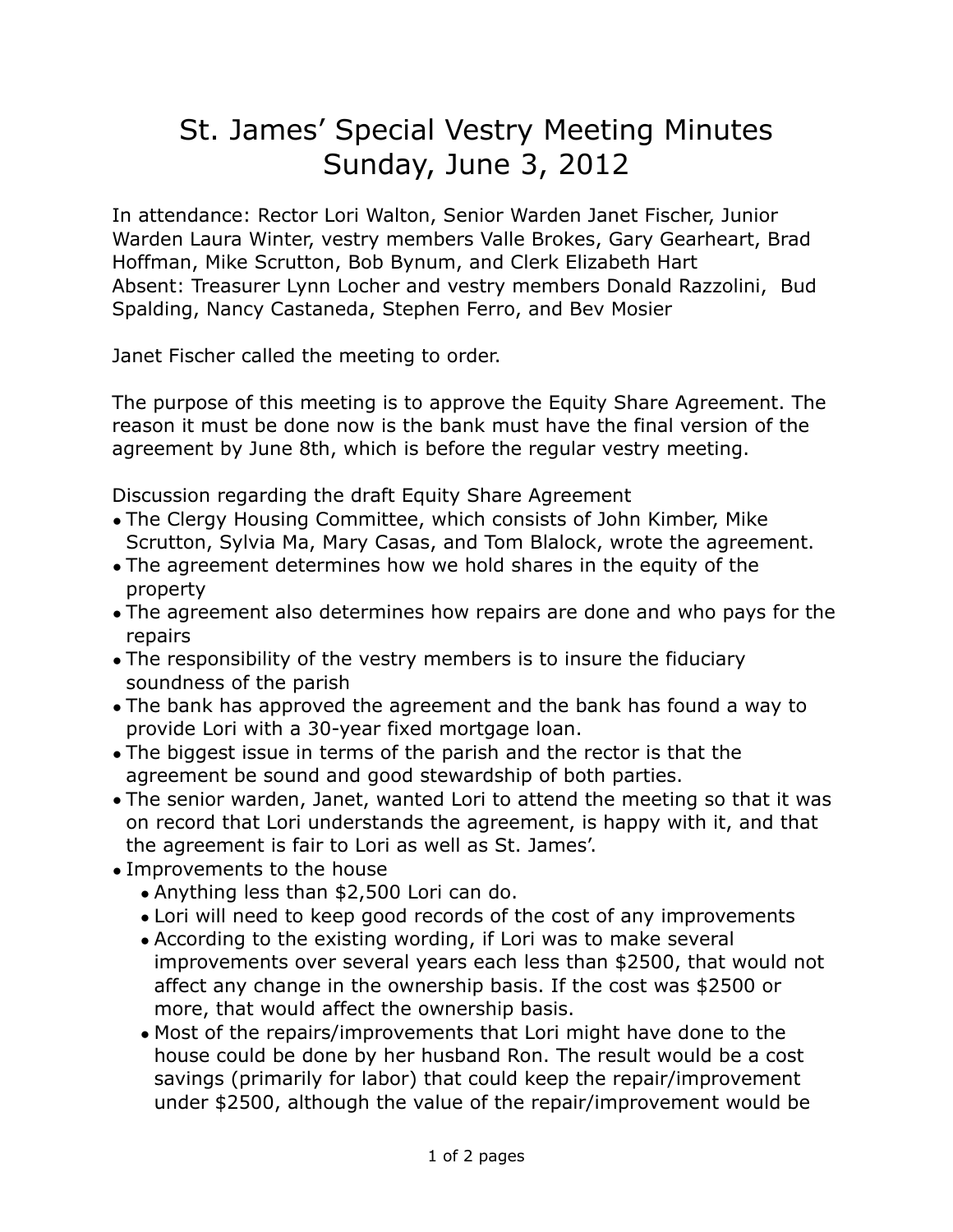# St. James' Special Vestry Meeting Minutes
# Sunday, June 3, 2012

In attendance: Rector Lori Walton, Senior Warden Janet Fischer, Junior Warden Laura Winter, vestry members Valle Brokes, Gary Gearheart, Brad Hoffman, Mike Scrutton, Bob Bynum, and Clerk Elizabeth Hart
Absent: Treasurer Lynn Locher and vestry members Donald Razzolini, Bud Spalding, Nancy Castaneda, Stephen Ferro, and Bev Mosier

Janet Fischer called the meeting to order.

The purpose of this meeting is to approve the Equity Share Agreement. The reason it must be done now is the bank must have the final version of the agreement by June 8th, which is before the regular vestry meeting.

Discussion regarding the draft Equity Share Agreement

- The Clergy Housing Committee, which consists of John Kimber, Mike Scrutton, Sylvia Ma, Mary Casas, and Tom Blalock, wrote the agreement.
- The agreement determines how we hold shares in the equity of the property
- The agreement also determines how repairs are done and who pays for the repairs
- The responsibility of the vestry members is to insure the fiduciary soundness of the parish
- The bank has approved the agreement and the bank has found a way to provide Lori with a 30-year fixed mortgage loan.
- The biggest issue in terms of the parish and the rector is that the agreement be sound and good stewardship of both parties.
- The senior warden, Janet, wanted Lori to attend the meeting so that it was on record that Lori understands the agreement, is happy with it, and that the agreement is fair to Lori as well as St. James'.
- Improvements to the house
  - Anything less than $2,500 Lori can do.
  - Lori will need to keep good records of the cost of any improvements
  - According to the existing wording, if Lori was to make several improvements over several years each less than $2500, that would not affect any change in the ownership basis. If the cost was $2500 or more, that would affect the ownership basis.
  - Most of the repairs/improvements that Lori might have done to the house could be done by her husband Ron. The result would be a cost savings (primarily for labor) that could keep the repair/improvement under $2500, although the value of the repair/improvement would be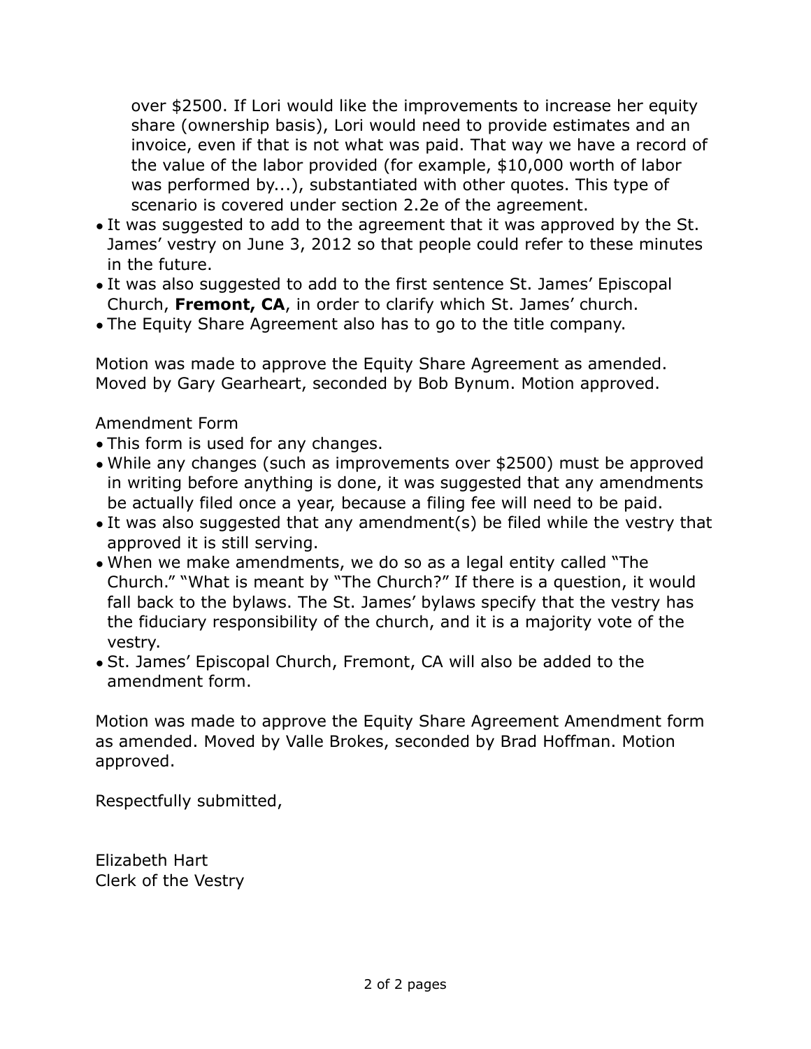over $2500. If Lori would like the improvements to increase her equity share (ownership basis), Lori would need to provide estimates and an invoice, even if that is not what was paid. That way we have a record of the value of the labor provided (for example, $10,000 worth of labor was performed by...), substantiated with other quotes. This type of scenario is covered under section 2.2e of the agreement.

- It was suggested to add to the agreement that it was approved by the St. James' vestry on June 3, 2012 so that people could refer to these minutes in the future.
- It was also suggested to add to the first sentence St. James' Episcopal Church, **Fremont, CA**, in order to clarify which St. James' church.
- The Equity Share Agreement also has to go to the title company.

Motion was made to approve the Equity Share Agreement as amended. Moved by Gary Gearheart, seconded by Bob Bynum. Motion approved.

Amendment Form

- This form is used for any changes.
- While any changes (such as improvements over $2500) must be approved in writing before anything is done, it was suggested that any amendments be actually filed once a year, because a filing fee will need to be paid.
- It was also suggested that any amendment(s) be filed while the vestry that approved it is still serving.
- When we make amendments, we do so as a legal entity called "The Church." "What is meant by "The Church?" If there is a question, it would fall back to the bylaws. The St. James' bylaws specify that the vestry has the fiduciary responsibility of the church, and it is a majority vote of the vestry.
- St. James' Episcopal Church, Fremont, CA will also be added to the amendment form.

Motion was made to approve the Equity Share Agreement Amendment form as amended. Moved by Valle Brokes, seconded by Brad Hoffman. Motion approved.

Respectfully submitted,

Elizabeth Hart
Clerk of the Vestry